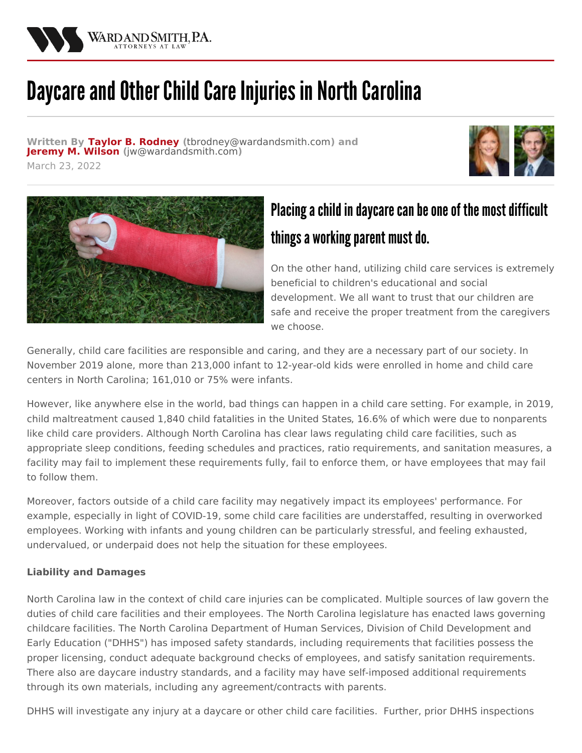WARD AND SMITH, P.A.
ATTORNEYS AT LAW

# Daycare and Other Child Care Injuries in North Carolina

**Written By Taylor B. Rodney** (tbrodney@wardandsmith.com) **and Jeremy M. Wilson** (jw@wardandsmith.com)

March 23, 2022

## Placing a child in daycare can be one of the most difficult things a working parent must do.

On the other hand, utilizing child care services is extremely beneficial to children's educational and social development. We all want to trust that our children are safe and receive the proper treatment from the caregivers we choose.

Generally, child care facilities are responsible and caring, and they are a necessary part of our society. In November 2019 alone, more than 213,000 infant to 12-year-old kids were enrolled in home and child care centers in North Carolina; 161,010 or 75% were infants.

However, like anywhere else in the world, bad things can happen in a child care setting. For example, in 2019, child maltreatment caused 1,840 child fatalities in the United States, 16.6% of which were due to nonparents like child care providers. Although North Carolina has clear laws regulating child care facilities, such as appropriate sleep conditions, feeding schedules and practices, ratio requirements, and sanitation measures, a facility may fail to implement these requirements fully, fail to enforce them, or have employees that may fail to follow them.

Moreover, factors outside of a child care facility may negatively impact its employees' performance. For example, especially in light of COVID-19, some child care facilities are understaffed, resulting in overworked employees. Working with infants and young children can be particularly stressful, and feeling exhausted, undervalued, or underpaid does not help the situation for these employees.

**Liability and Damages**

North Carolina law in the context of child care injuries can be complicated. Multiple sources of law govern the duties of child care facilities and their employees. The North Carolina legislature has enacted laws governing childcare facilities. The North Carolina Department of Human Services, Division of Child Development and Early Education ("DHHS") has imposed safety standards, including requirements that facilities possess the proper licensing, conduct adequate background checks of employees, and satisfy sanitation requirements. There also are daycare industry standards, and a facility may have self-imposed additional requirements through its own materials, including any agreement/contracts with parents.

DHHS will investigate any injury at a daycare or other child care facilities. Further, prior DHHS inspections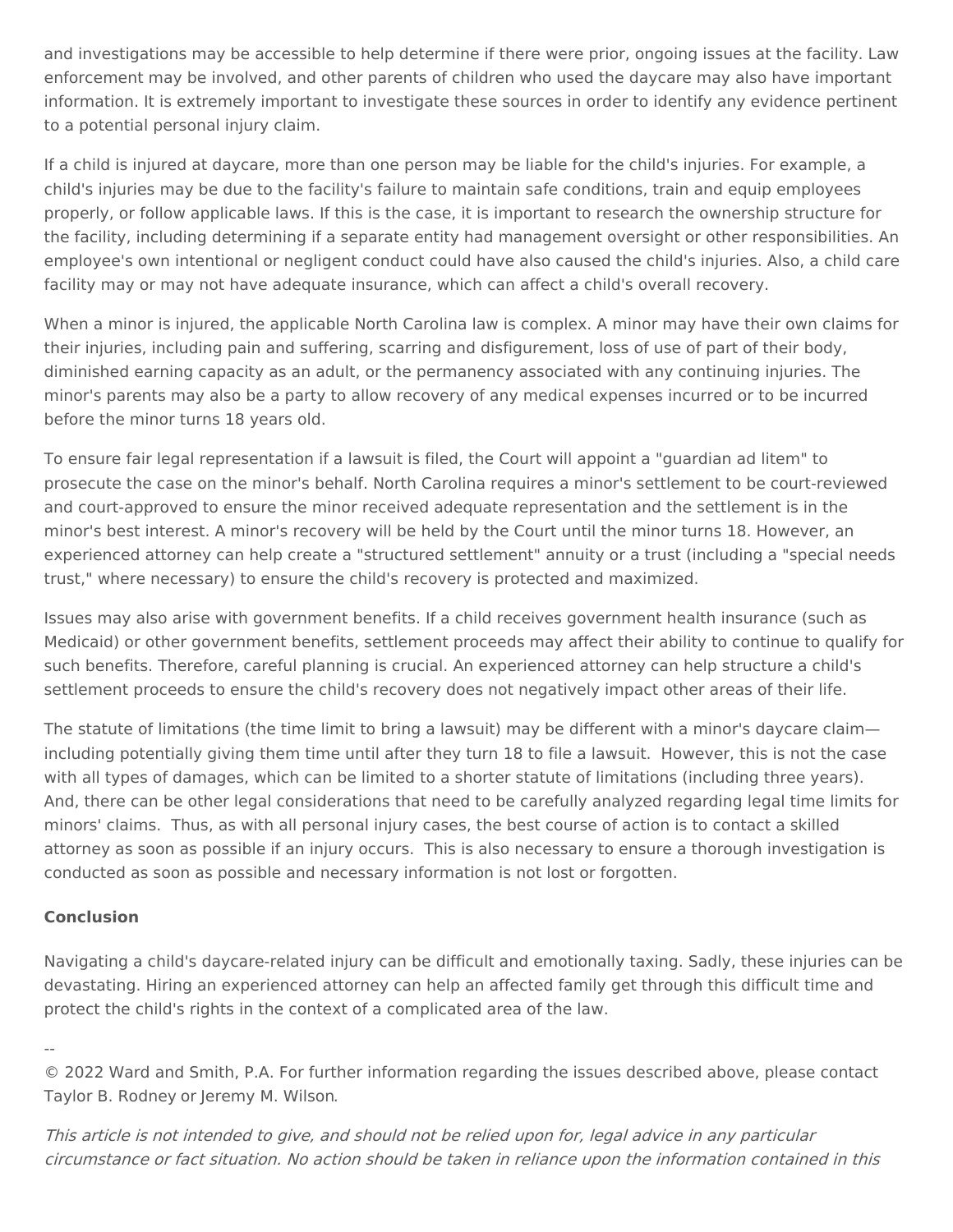and investigations may be accessible to help determine if there were prior, ongoing issues at the facility. Law enforcement may be involved, and other parents of children who used the daycare may also have important information. It is extremely important to investigate these sources in order to identify any evidence pertinent to a potential personal injury claim.

If a child is injured at daycare, more than one person may be liable for the child's injuries. For example, a child's injuries may be due to the facility's failure to maintain safe conditions, train and equip employees properly, or follow applicable laws. If this is the case, it is important to research the ownership structure for the facility, including determining if a separate entity had management oversight or other responsibilities. An employee's own intentional or negligent conduct could have also caused the child's injuries. Also, a child care facility may or may not have adequate insurance, which can affect a child's overall recovery.

When a minor is injured, the applicable North Carolina law is complex. A minor may have their own claims for their injuries, including pain and suffering, scarring and disfigurement, loss of use of part of their body, diminished earning capacity as an adult, or the permanency associated with any continuing injuries. The minor's parents may also be a party to allow recovery of any medical expenses incurred or to be incurred before the minor turns 18 years old.

To ensure fair legal representation if a lawsuit is filed, the Court will appoint a "guardian ad litem" to prosecute the case on the minor's behalf. North Carolina requires a minor's settlement to be court-reviewed and court-approved to ensure the minor received adequate representation and the settlement is in the minor's best interest. A minor's recovery will be held by the Court until the minor turns 18. However, an experienced attorney can help create a "structured settlement" annuity or a trust (including a "special needs trust," where necessary) to ensure the child's recovery is protected and maximized.

Issues may also arise with government benefits. If a child receives government health insurance (such as Medicaid) or other government benefits, settlement proceeds may affect their ability to continue to qualify for such benefits. Therefore, careful planning is crucial. An experienced attorney can help structure a child's settlement proceeds to ensure the child's recovery does not negatively impact other areas of their life.

The statute of limitations (the time limit to bring a lawsuit) may be different with a minor's daycare claim—including potentially giving them time until after they turn 18 to file a lawsuit. However, this is not the case with all types of damages, which can be limited to a shorter statute of limitations (including three years). And, there can be other legal considerations that need to be carefully analyzed regarding legal time limits for minors' claims. Thus, as with all personal injury cases, the best course of action is to contact a skilled attorney as soon as possible if an injury occurs. This is also necessary to ensure a thorough investigation is conducted as soon as possible and necessary information is not lost or forgotten.

**Conclusion**

Navigating a child's daycare-related injury can be difficult and emotionally taxing. Sadly, these injuries can be devastating. Hiring an experienced attorney can help an affected family get through this difficult time and protect the child's rights in the context of a complicated area of the law.

--

© 2022 Ward and Smith, P.A. For further information regarding the issues described above, please contact Taylor B. Rodney or Jeremy M. Wilson.

*This article is not intended to give, and should not be relied upon for, legal advice in any particular circumstance or fact situation. No action should be taken in reliance upon the information contained in this*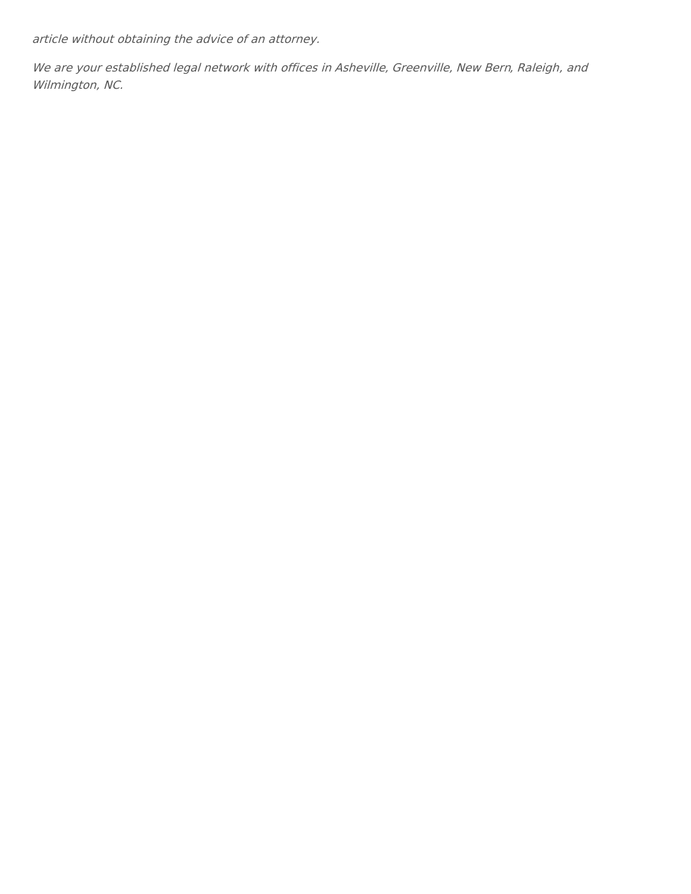*article without obtaining the advice of an attorney.*

*We are your established legal network with offices in Asheville, Greenville, New Bern, Raleigh, and Wilmington, NC.*